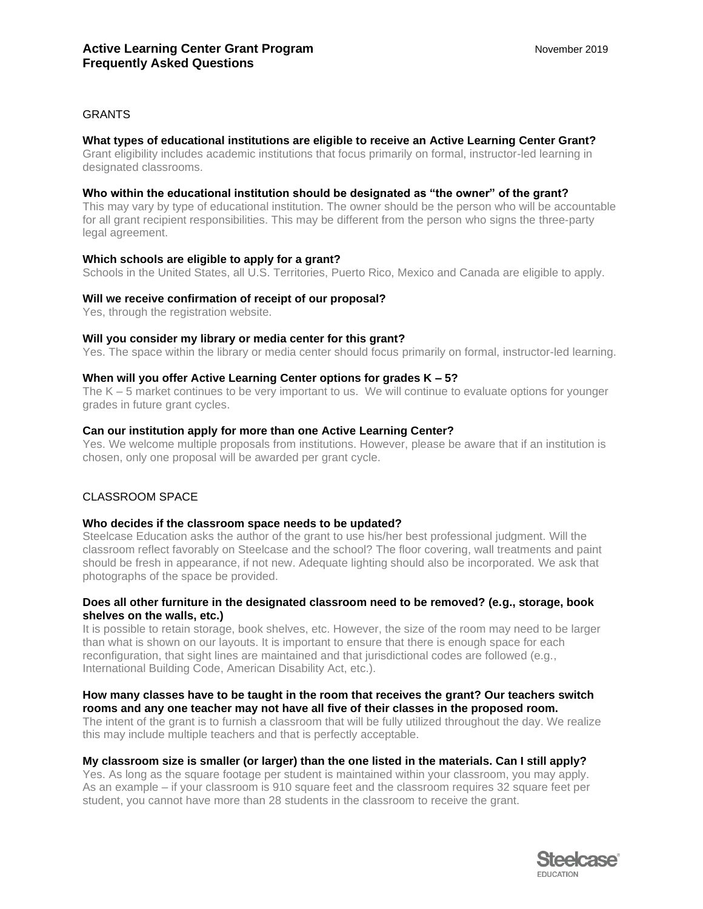# Active Learning Center Grant Program
# Frequently Asked Questions

November 2019

## GRANTS

**What types of educational institutions are eligible to receive an Active Learning Center Grant?**
Grant eligibility includes academic institutions that focus primarily on formal, instructor-led learning in designated classrooms.

**Who within the educational institution should be designated as "the owner" of the grant?**
This may vary by type of educational institution. The owner should be the person who will be accountable for all grant recipient responsibilities. This may be different from the person who signs the three-party legal agreement.

**Which schools are eligible to apply for a grant?**
Schools in the United States, all U.S. Territories, Puerto Rico, Mexico and Canada are eligible to apply.

**Will we receive confirmation of receipt of our proposal?**
Yes, through the registration website.

**Will you consider my library or media center for this grant?**
Yes. The space within the library or media center should focus primarily on formal, instructor-led learning.

**When will you offer Active Learning Center options for grades K – 5?**
The K – 5 market continues to be very important to us. We will continue to evaluate options for younger grades in future grant cycles.

**Can our institution apply for more than one Active Learning Center?**
Yes. We welcome multiple proposals from institutions. However, please be aware that if an institution is chosen, only one proposal will be awarded per grant cycle.

## CLASSROOM SPACE

**Who decides if the classroom space needs to be updated?**
Steelcase Education asks the author of the grant to use his/her best professional judgment. Will the classroom reflect favorably on Steelcase and the school? The floor covering, wall treatments and paint should be fresh in appearance, if not new. Adequate lighting should also be incorporated. We ask that photographs of the space be provided.

**Does all other furniture in the designated classroom need to be removed? (e.g., storage, book shelves on the walls, etc.)**
It is possible to retain storage, book shelves, etc. However, the size of the room may need to be larger than what is shown on our layouts. It is important to ensure that there is enough space for each reconfiguration, that sight lines are maintained and that jurisdictional codes are followed (e.g., International Building Code, American Disability Act, etc.).

**How many classes have to be taught in the room that receives the grant? Our teachers switch rooms and any one teacher may not have all five of their classes in the proposed room.**
The intent of the grant is to furnish a classroom that will be fully utilized throughout the day. We realize this may include multiple teachers and that is perfectly acceptable.

**My classroom size is smaller (or larger) than the one listed in the materials. Can I still apply?**
Yes. As long as the square footage per student is maintained within your classroom, you may apply. As an example – if your classroom is 910 square feet and the classroom requires 32 square feet per student, you cannot have more than 28 students in the classroom to receive the grant.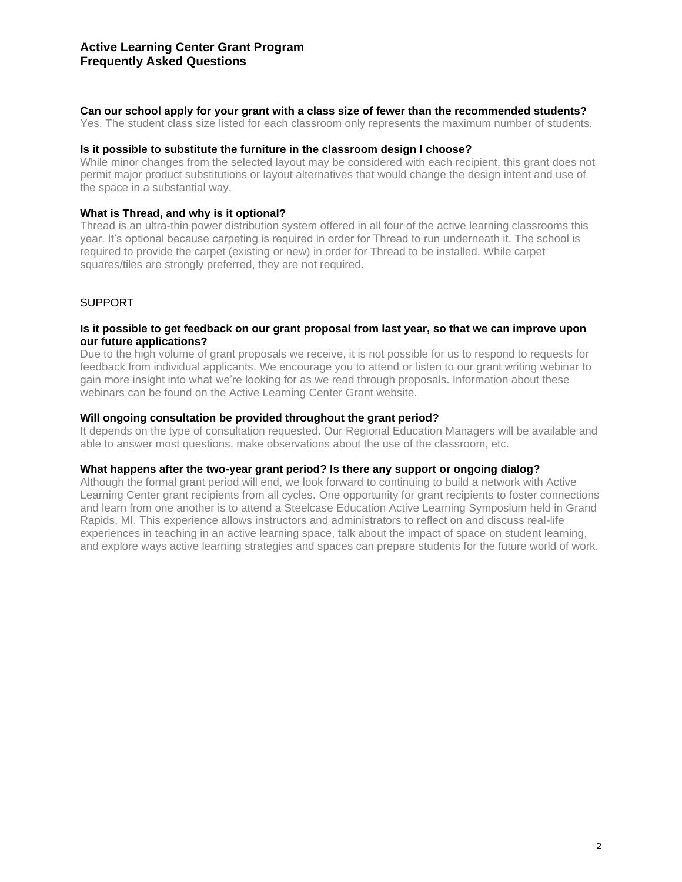**Can our school apply for your grant with a class size of fewer than the recommended students?**
Yes. The student class size listed for each classroom only represents the maximum number of students.

**Is it possible to substitute the furniture in the classroom design I choose?**
While minor changes from the selected layout may be considered with each recipient, this grant does not permit major product substitutions or layout alternatives that would change the design intent and use of the space in a substantial way.

**What is Thread, and why is it optional?**
Thread is an ultra-thin power distribution system offered in all four of the active learning classrooms this year. It's optional because carpeting is required in order for Thread to run underneath it. The school is required to provide the carpet (existing or new) in order for Thread to be installed. While carpet squares/tiles are strongly preferred, they are not required.

## SUPPORT

**Is it possible to get feedback on our grant proposal from last year, so that we can improve upon our future applications?**
Due to the high volume of grant proposals we receive, it is not possible for us to respond to requests for feedback from individual applicants. We encourage you to attend or listen to our grant writing webinar to gain more insight into what we're looking for as we read through proposals. Information about these webinars can be found on the Active Learning Center Grant website.

**Will ongoing consultation be provided throughout the grant period?**
It depends on the type of consultation requested. Our Regional Education Managers will be available and able to answer most questions, make observations about the use of the classroom, etc.

**What happens after the two-year grant period? Is there any support or ongoing dialog?**
Although the formal grant period will end, we look forward to continuing to build a network with Active Learning Center grant recipients from all cycles. One opportunity for grant recipients to foster connections and learn from one another is to attend a Steelcase Education Active Learning Symposium held in Grand Rapids, MI. This experience allows instructors and administrators to reflect on and discuss real-life experiences in teaching in an active learning space, talk about the impact of space on student learning, and explore ways active learning strategies and spaces can prepare students for the future world of work.